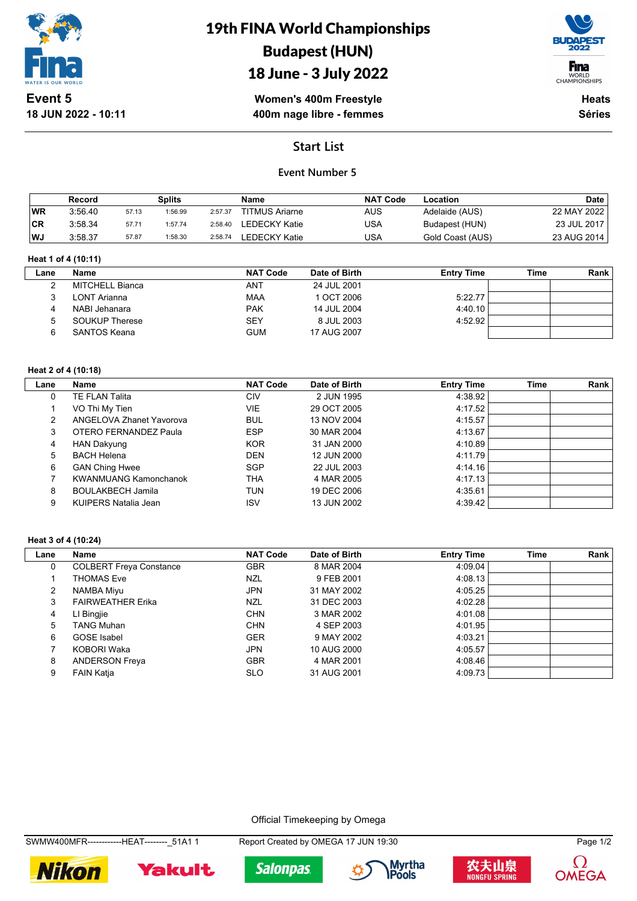# 19th FINA World Championships
# Budapest (HUN)
# 18 June - 3 July 2022

**Event 5**
**18 JUN 2022 - 10:11**

**Women's 400m Freestyle**
**400m nage libre - femmes**

**Heats**
**Séries**

## Start List

### Event Number 5

| | Record | Splits | | | Name | NAT Code | Location | Date |
|---|---|---|---|---|---|---|---|---|
| WR | 3:56.40 | 57.13 | 1:56.99 | 2:57.37 | TITMUS Ariarne | AUS | Adelaide (AUS) | 22 MAY 2022 |
| CR | 3:58.34 | 57.71 | 1:57.74 | 2:58.40 | LEDECKY Katie | USA | Budapest (HUN) | 23 JUL 2017 |
| WJ | 3:58.37 | 57.87 | 1:58.30 | 2:58.74 | LEDECKY Katie | USA | Gold Coast (AUS) | 23 AUG 2014 |

**Heat 1 of 4 (10:11)**

| Lane | Name | NAT Code | Date of Birth | Entry Time | Time | Rank |
|---|---|---|---|---|---|---|
| 2 | MITCHELL Bianca | ANT | 24 JUL 2001 | | | |
| 3 | LONT Arianna | MAA | 1 OCT 2006 | 5:22.77 | | |
| 4 | NABI Jehanara | PAK | 14 JUL 2004 | 4:40.10 | | |
| 5 | SOUKUP Therese | SEY | 8 JUL 2003 | 4:52.92 | | |
| 6 | SANTOS Keana | GUM | 17 AUG 2007 | | | |

**Heat 2 of 4 (10:18)**

| Lane | Name | NAT Code | Date of Birth | Entry Time | Time | Rank |
|---|---|---|---|---|---|---|
| 0 | TE FLAN Talita | CIV | 2 JUN 1995 | 4:38.92 | | |
| 1 | VO Thi My Tien | VIE | 29 OCT 2005 | 4:17.52 | | |
| 2 | ANGELOVA Zhanet Yavorova | BUL | 13 NOV 2004 | 4:15.57 | | |
| 3 | OTERO FERNANDEZ Paula | ESP | 30 MAR 2004 | 4:13.67 | | |
| 4 | HAN Dakyung | KOR | 31 JAN 2000 | 4:10.89 | | |
| 5 | BACH Helena | DEN | 12 JUN 2000 | 4:11.79 | | |
| 6 | GAN Ching Hwee | SGP | 22 JUL 2003 | 4:14.16 | | |
| 7 | KWANMUANG Kamonchanok | THA | 4 MAR 2005 | 4:17.13 | | |
| 8 | BOULAKBECH Jamila | TUN | 19 DEC 2006 | 4:35.61 | | |
| 9 | KUIPERS Natalia Jean | ISV | 13 JUN 2002 | 4:39.42 | | |

**Heat 3 of 4 (10:24)**

| Lane | Name | NAT Code | Date of Birth | Entry Time | Time | Rank |
|---|---|---|---|---|---|---|
| 0 | COLBERT Freya Constance | GBR | 8 MAR 2004 | 4:09.04 | | |
| 1 | THOMAS Eve | NZL | 9 FEB 2001 | 4:08.13 | | |
| 2 | NAMBA Miyu | JPN | 31 MAY 2002 | 4:05.25 | | |
| 3 | FAIRWEATHER Erika | NZL | 31 DEC 2003 | 4:02.28 | | |
| 4 | LI Bingjie | CHN | 3 MAR 2002 | 4:01.08 | | |
| 5 | TANG Muhan | CHN | 4 SEP 2003 | 4:01.95 | | |
| 6 | GOSE Isabel | GER | 9 MAY 2002 | 4:03.21 | | |
| 7 | KOBORI Waka | JPN | 10 AUG 2000 | 4:05.57 | | |
| 8 | ANDERSON Freya | GBR | 4 MAR 2001 | 4:08.46 | | |
| 9 | FAIN Katja | SLO | 31 AUG 2001 | 4:09.73 | | |

Official Timekeeping by Omega

SWMW400MFR------------HEAT--------_51A1 1 Report Created by OMEGA 17 JUN 19:30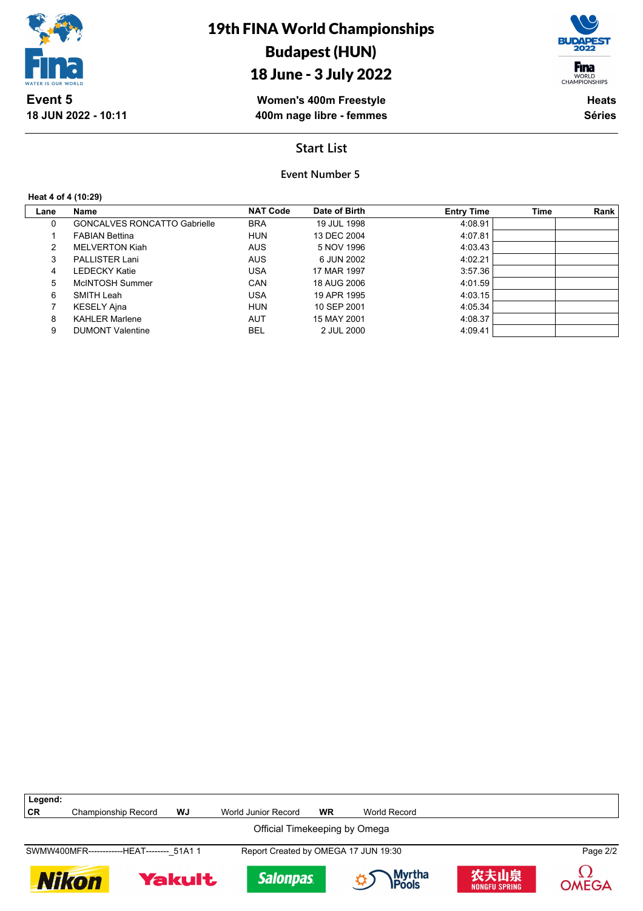# 19th FINA World Championships

## Budapest (HUN)

## 18 June - 3 July 2022

**Event 5**
**18 JUN 2022 - 10:11**

**Women's 400m Freestyle**
**400m nage libre - femmes**

**Heats**
**Séries**

## Start List

### Event Number 5

**Heat 4 of 4 (10:29)**

| Lane | Name | NAT Code | Date of Birth | Entry Time | Time | Rank |
|---|---|---|---|---|---|---|
| 0 | GONCALVES RONCATTO Gabrielle | BRA | 19 JUL 1998 | 4:08.91 | | |
| 1 | FABIAN Bettina | HUN | 13 DEC 2004 | 4:07.81 | | |
| 2 | MELVERTON Kiah | AUS | 5 NOV 1996 | 4:03.43 | | |
| 3 | PALLISTER Lani | AUS | 6 JUN 2002 | 4:02.21 | | |
| 4 | LEDECKY Katie | USA | 17 MAR 1997 | 3:57.36 | | |
| 5 | McINTOSH Summer | CAN | 18 AUG 2006 | 4:01.59 | | |
| 6 | SMITH Leah | USA | 19 APR 1995 | 4:03.15 | | |
| 7 | KESELY Ajna | HUN | 10 SEP 2001 | 4:05.34 | | |
| 8 | KAHLER Marlene | AUT | 15 MAY 2001 | 4:08.37 | | |
| 9 | DUMONT Valentine | BEL | 2 JUL 2000 | 4:09.41 | | |

**Legend:**

| | | | | | |
|---|---|---|---|---|---|
| **CR** | Championship Record | **WJ** | World Junior Record | **WR** | World Record |

Official Timekeeping by Omega

SWMW400MFR------------HEAT--------_51A1 1 Report Created by OMEGA 17 JUN 19:30